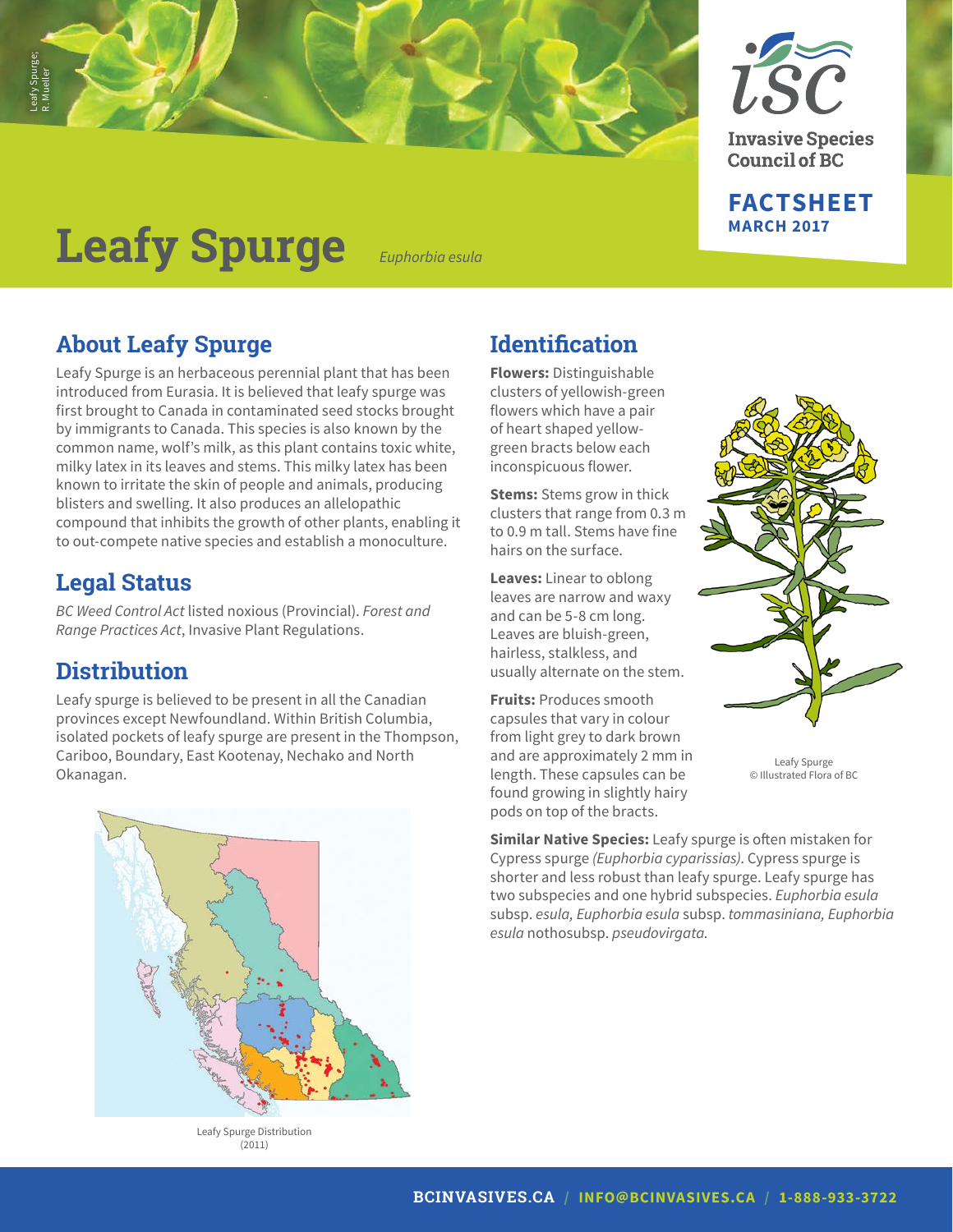Leafy Spurge; R. Mueller

Invasive Species Council of BC

FACTSHEET
MARCH 2017

# Leafy Spurge *Euphorbia esula*

## About Leafy Spurge

Leafy Spurge is an herbaceous perennial plant that has been introduced from Eurasia. It is believed that leafy spurge was first brought to Canada in contaminated seed stocks brought by immigrants to Canada. This species is also known by the common name, wolf's milk, as this plant contains toxic white, milky latex in its leaves and stems. This milky latex has been known to irritate the skin of people and animals, producing blisters and swelling. It also produces an allelopathic compound that inhibits the growth of other plants, enabling it to out-compete native species and establish a monoculture.

## Legal Status

*BC Weed Control Act* listed noxious (Provincial). *Forest and Range Practices Act*, Invasive Plant Regulations.

## Distribution

Leafy spurge is believed to be present in all the Canadian provinces except Newfoundland. Within British Columbia, isolated pockets of leafy spurge are present in the Thompson, Cariboo, Boundary, East Kootenay, Nechako and North Okanagan.

Leafy Spurge Distribution (2011)

## Identification

**Flowers:** Distinguishable clusters of yellowish-green flowers which have a pair of heart shaped yellow-green bracts below each inconspicuous flower.

**Stems:** Stems grow in thick clusters that range from 0.3 m to 0.9 m tall. Stems have fine hairs on the surface.

**Leaves:** Linear to oblong leaves are narrow and waxy and can be 5-8 cm long. Leaves are bluish-green, hairless, stalkless, and usually alternate on the stem.

**Fruits:** Produces smooth capsules that vary in colour from light grey to dark brown and are approximately 2 mm in length. These capsules can be found growing in slightly hairy pods on top of the bracts.

Leafy Spurge © Illustrated Flora of BC

**Similar Native Species:** Leafy spurge is often mistaken for Cypress spurge *(Euphorbia cyparissias)*. Cypress spurge is shorter and less robust than leafy spurge. Leafy spurge has two subspecies and one hybrid subspecies. *Euphorbia esula* subsp. *esula, Euphorbia esula* subsp. *tommasiniana, Euphorbia esula* nothosubsp. *pseudovirgata.*

BCINVASIVES.CA / INFO@BCINVASIVES.CA / 1-888-933-3722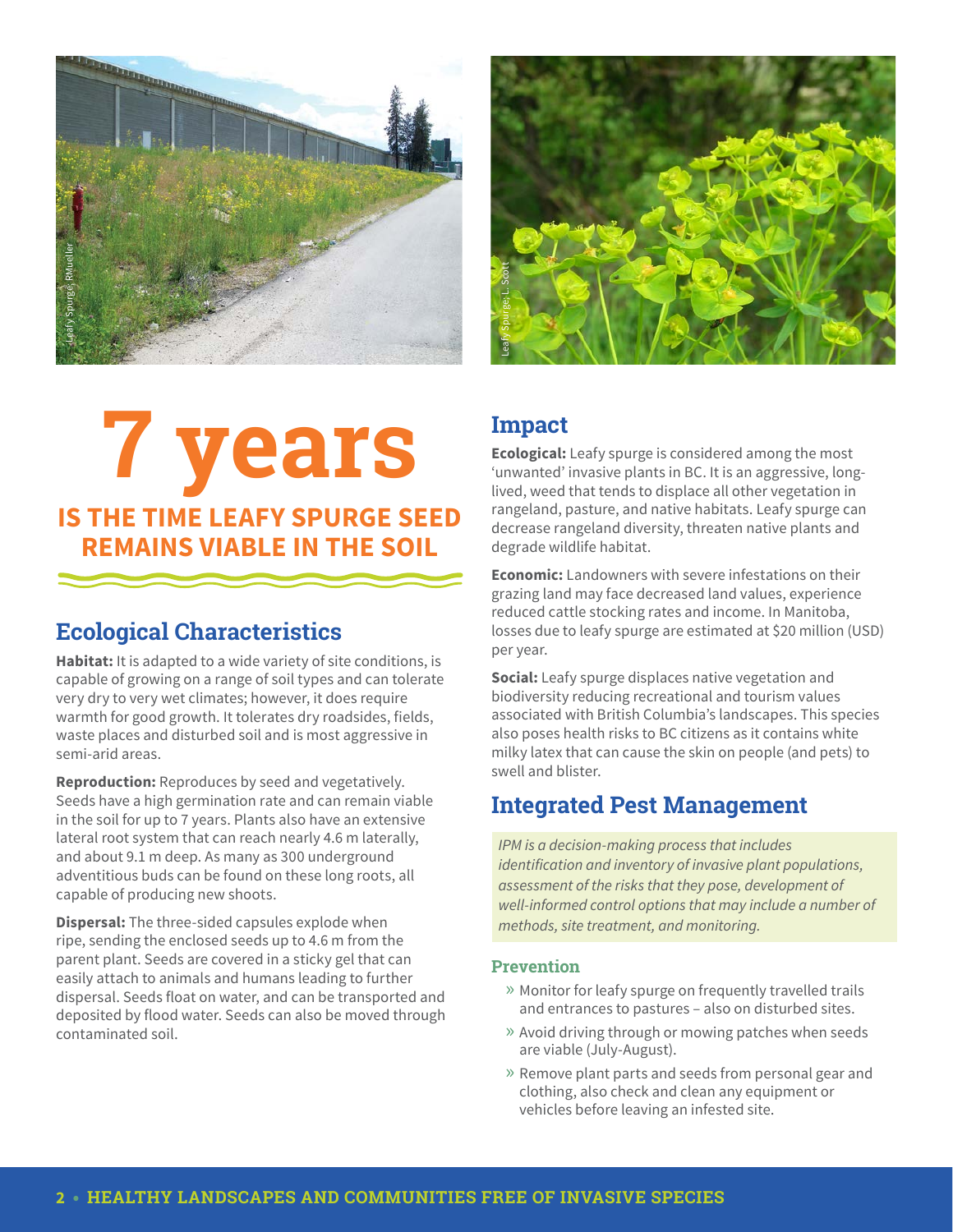Leafy Spurge: RMueller

Leafy Spurge: L. Scott

# 7 years

**IS THE TIME LEAFY SPURGE SEED REMAINS VIABLE IN THE SOIL**

## Ecological Characteristics

**Habitat:** It is adapted to a wide variety of site conditions, is capable of growing on a range of soil types and can tolerate very dry to very wet climates; however, it does require warmth for good growth. It tolerates dry roadsides, fields, waste places and disturbed soil and is most aggressive in semi-arid areas.

**Reproduction:** Reproduces by seed and vegetatively. Seeds have a high germination rate and can remain viable in the soil for up to 7 years. Plants also have an extensive lateral root system that can reach nearly 4.6 m laterally, and about 9.1 m deep. As many as 300 underground adventitious buds can be found on these long roots, all capable of producing new shoots.

**Dispersal:** The three-sided capsules explode when ripe, sending the enclosed seeds up to 4.6 m from the parent plant. Seeds are covered in a sticky gel that can easily attach to animals and humans leading to further dispersal. Seeds float on water, and can be transported and deposited by flood water. Seeds can also be moved through contaminated soil.

## Impact

**Ecological:** Leafy spurge is considered among the most 'unwanted' invasive plants in BC. It is an aggressive, long-lived, weed that tends to displace all other vegetation in rangeland, pasture, and native habitats. Leafy spurge can decrease rangeland diversity, threaten native plants and degrade wildlife habitat.

**Economic:** Landowners with severe infestations on their grazing land may face decreased land values, experience reduced cattle stocking rates and income. In Manitoba, losses due to leafy spurge are estimated at $20 million (USD) per year.

**Social:** Leafy spurge displaces native vegetation and biodiversity reducing recreational and tourism values associated with British Columbia's landscapes. This species also poses health risks to BC citizens as it contains white milky latex that can cause the skin on people (and pets) to swell and blister.

## Integrated Pest Management

*IPM is a decision-making process that includes identification and inventory of invasive plant populations, assessment of the risks that they pose, development of well-informed control options that may include a number of methods, site treatment, and monitoring.*

### Prevention

- Monitor for leafy spurge on frequently travelled trails and entrances to pastures – also on disturbed sites.
- Avoid driving through or mowing patches when seeds are viable (July-August).
- Remove plant parts and seeds from personal gear and clothing, also check and clean any equipment or vehicles before leaving an infested site.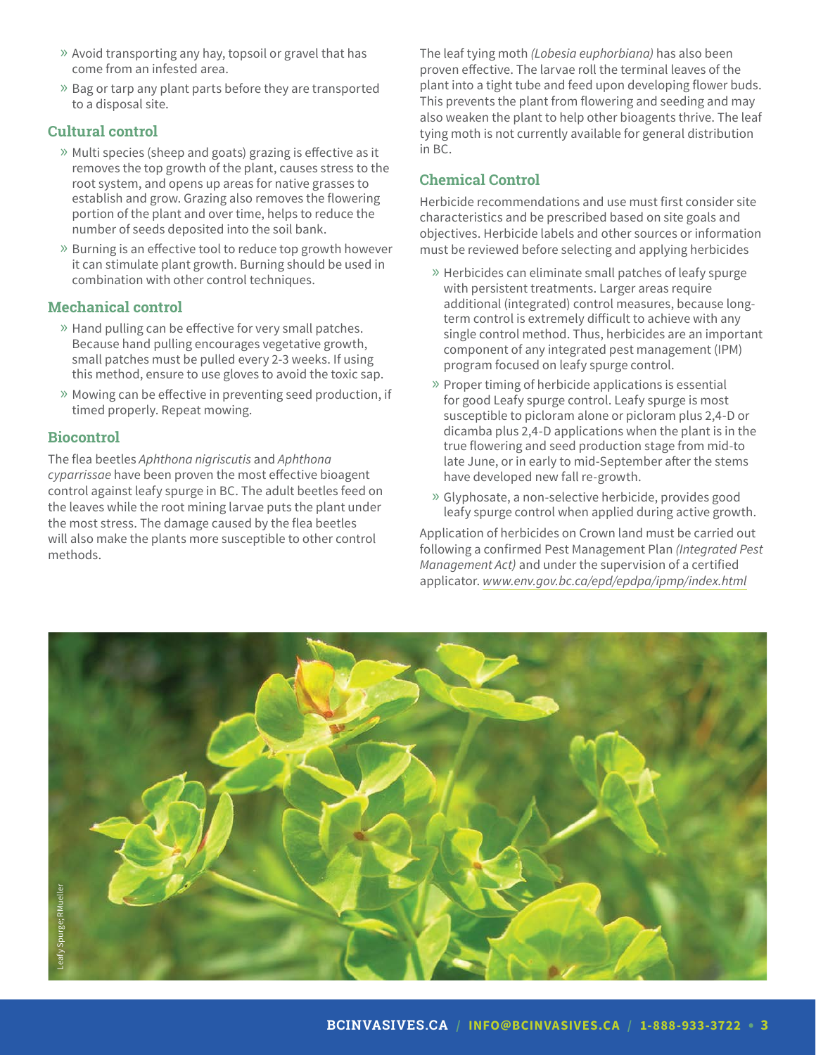- Avoid transporting any hay, topsoil or gravel that has come from an infested area.
- Bag or tarp any plant parts before they are transported to a disposal site.

### Cultural control

- Multi species (sheep and goats) grazing is effective as it removes the top growth of the plant, causes stress to the root system, and opens up areas for native grasses to establish and grow. Grazing also removes the flowering portion of the plant and over time, helps to reduce the number of seeds deposited into the soil bank.
- Burning is an effective tool to reduce top growth however it can stimulate plant growth. Burning should be used in combination with other control techniques.

### Mechanical control

- Hand pulling can be effective for very small patches. Because hand pulling encourages vegetative growth, small patches must be pulled every 2-3 weeks. If using this method, ensure to use gloves to avoid the toxic sap.
- Mowing can be effective in preventing seed production, if timed properly. Repeat mowing.

### Biocontrol

The flea beetles *Aphthona nigriscutis* and *Aphthona cyparrissae* have been proven the most effective bioagent control against leafy spurge in BC. The adult beetles feed on the leaves while the root mining larvae puts the plant under the most stress. The damage caused by the flea beetles will also make the plants more susceptible to other control methods.

The leaf tying moth *(Lobesia euphorbiana)* has also been proven effective. The larvae roll the terminal leaves of the plant into a tight tube and feed upon developing flower buds. This prevents the plant from flowering and seeding and may also weaken the plant to help other bioagents thrive. The leaf tying moth is not currently available for general distribution in BC.

### Chemical Control

Herbicide recommendations and use must first consider site characteristics and be prescribed based on site goals and objectives. Herbicide labels and other sources or information must be reviewed before selecting and applying herbicides

- Herbicides can eliminate small patches of leafy spurge with persistent treatments. Larger areas require additional (integrated) control measures, because long-term control is extremely difficult to achieve with any single control method. Thus, herbicides are an important component of any integrated pest management (IPM) program focused on leafy spurge control.
- Proper timing of herbicide applications is essential for good Leafy spurge control. Leafy spurge is most susceptible to picloram alone or picloram plus 2,4-D or dicamba plus 2,4-D applications when the plant is in the true flowering and seed production stage from mid-to late June, or in early to mid-September after the stems have developed new fall re-growth.
- Glyphosate, a non-selective herbicide, provides good leafy spurge control when applied during active growth.

Application of herbicides on Crown land must be carried out following a confirmed Pest Management Plan *(Integrated Pest Management Act)* and under the supervision of a certified applicator. *www.env.gov.bc.ca/epd/epdpa/ipmp/index.html*

Leafy Spurge; RMueller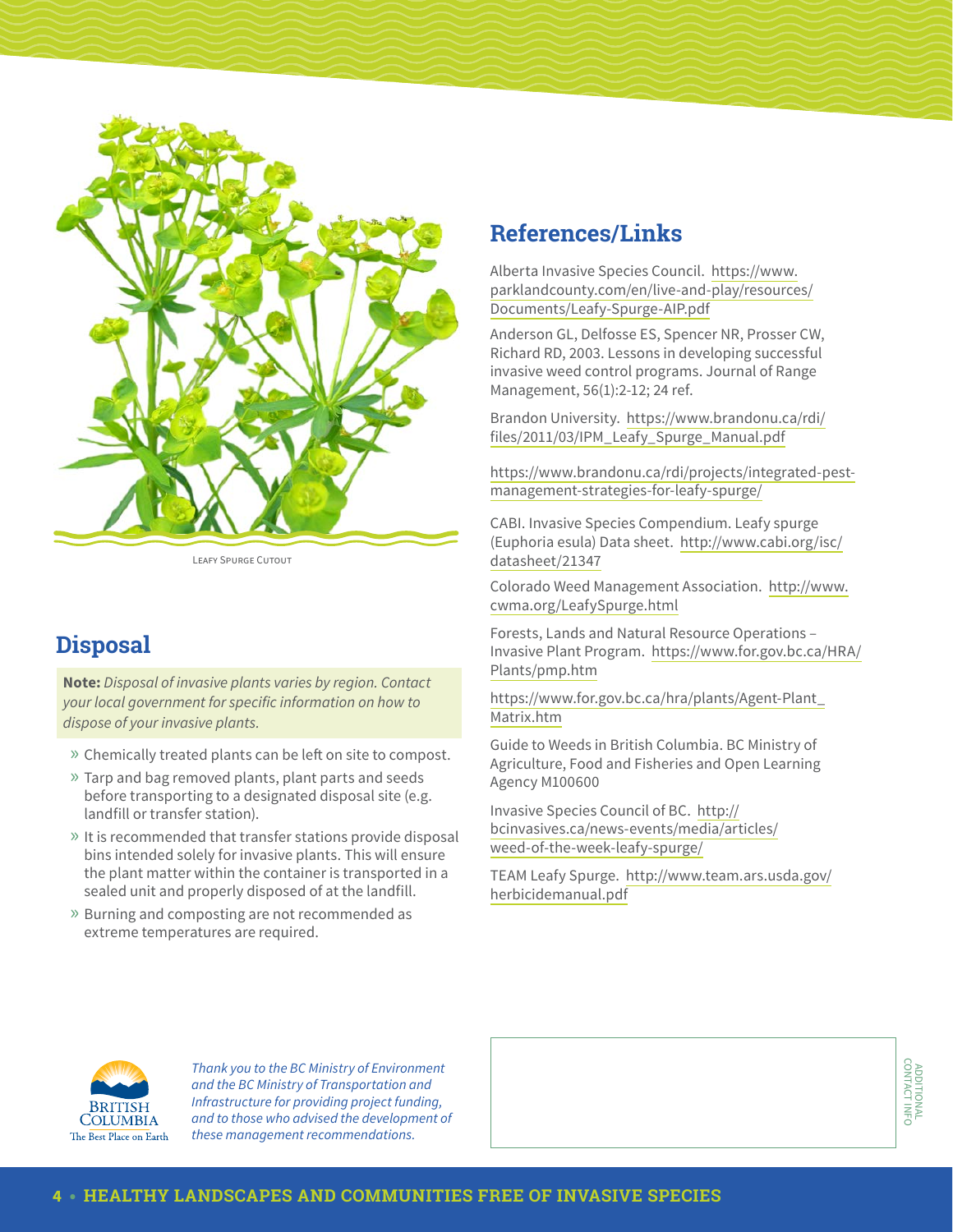Leafy Spurge Cutout

## Disposal

**Note:** *Disposal of invasive plants varies by region. Contact your local government for specific information on how to dispose of your invasive plants.*

- Chemically treated plants can be left on site to compost.
- Tarp and bag removed plants, plant parts and seeds before transporting to a designated disposal site (e.g. landfill or transfer station).
- It is recommended that transfer stations provide disposal bins intended solely for invasive plants. This will ensure the plant matter within the container is transported in a sealed unit and properly disposed of at the landfill.
- Burning and composting are not recommended as extreme temperatures are required.

## References/Links

Alberta Invasive Species Council. https://www.parklandcounty.com/en/live-and-play/resources/Documents/Leafy-Spurge-AIP.pdf

Anderson GL, Delfosse ES, Spencer NR, Prosser CW, Richard RD, 2003. Lessons in developing successful invasive weed control programs. Journal of Range Management, 56(1):2-12; 24 ref.

Brandon University. https://www.brandonu.ca/rdi/files/2011/03/IPM_Leafy_Spurge_Manual.pdf

https://www.brandonu.ca/rdi/projects/integrated-pest-management-strategies-for-leafy-spurge/

CABI. Invasive Species Compendium. Leafy spurge (Euphoria esula) Data sheet. http://www.cabi.org/isc/datasheet/21347

Colorado Weed Management Association. http://www.cwma.org/LeafySpurge.html

Forests, Lands and Natural Resource Operations – Invasive Plant Program. https://www.for.gov.bc.ca/HRA/Plants/pmp.htm

https://www.for.gov.bc.ca/hra/plants/Agent-Plant_Matrix.htm

Guide to Weeds in British Columbia. BC Ministry of Agriculture, Food and Fisheries and Open Learning Agency M100600

Invasive Species Council of BC. http://bcinvasives.ca/news-events/media/articles/weed-of-the-week-leafy-spurge/

TEAM Leafy Spurge. http://www.team.ars.usda.gov/herbicidemanual.pdf

British Columbia
The Best Place on Earth

*Thank you to the BC Ministry of Environment and the BC Ministry of Transportation and Infrastructure for providing project funding, and to those who advised the development of these management recommendations.*

Additional Contact Info

**Healthy Landscapes and Communities Free of Invasive Species**